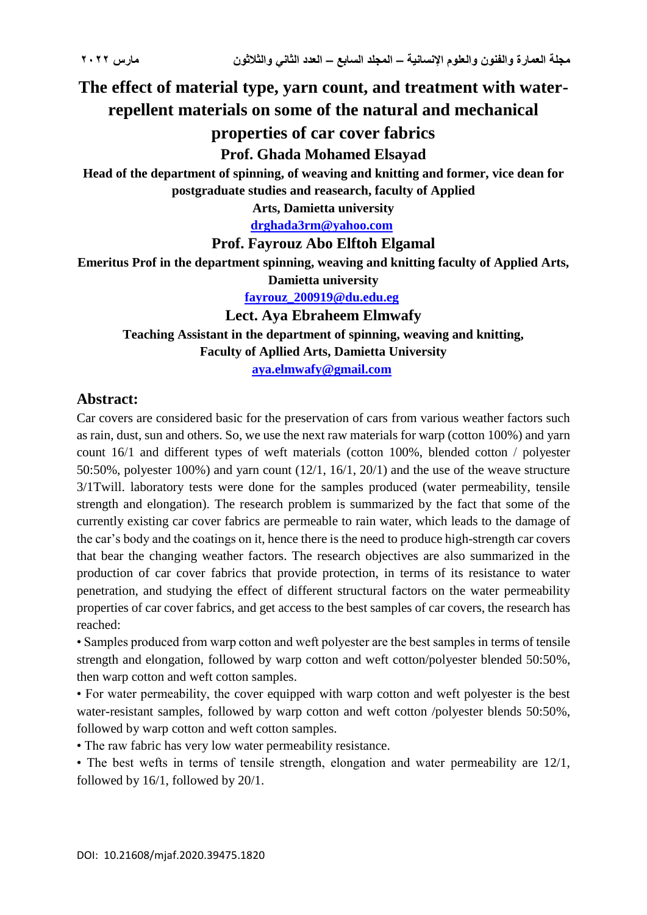# The effect of material type, yarn count, and treatment with water-repellent materials on some of the natural and mechanical properties of car cover fabrics

**Prof. Ghada Mohamed Elsayad**

**Head of the department of spinning, of weaving and knitting and former, vice dean for postgraduate studies and reasearch, faculty of Applied Arts, Damietta university**

**drghada3rm@yahoo.com**

**Prof. Fayrouz Abo Elftoh Elgamal**

**Emeritus Prof in the department spinning, weaving and knitting faculty of Applied Arts, Damietta university**

**fayrouz_200919@du.edu.eg**

**Lect. Aya Ebraheem Elmwafy**

**Teaching Assistant in the department of spinning, weaving and knitting, Faculty of Apllied Arts, Damietta University**

**aya.elmwafy@gmail.com**

## Abstract:

Car covers are considered basic for the preservation of cars from various weather factors such as rain, dust, sun and others. So, we use the next raw materials for warp (cotton 100%) and yarn count 16/1 and different types of weft materials (cotton 100%, blended cotton / polyester 50:50%, polyester 100%) and yarn count (12/1, 16/1, 20/1) and the use of the weave structure 3/1Twill. laboratory tests were done for the samples produced (water permeability, tensile strength and elongation). The research problem is summarized by the fact that some of the currently existing car cover fabrics are permeable to rain water, which leads to the damage of the car's body and the coatings on it, hence there is the need to produce high-strength car covers that bear the changing weather factors. The research objectives are also summarized in the production of car cover fabrics that provide protection, in terms of its resistance to water penetration, and studying the effect of different structural factors on the water permeability properties of car cover fabrics, and get access to the best samples of car covers, the research has reached:

- Samples produced from warp cotton and weft polyester are the best samples in terms of tensile strength and elongation, followed by warp cotton and weft cotton/polyester blended 50:50%, then warp cotton and weft cotton samples.
- For water permeability, the cover equipped with warp cotton and weft polyester is the best water-resistant samples, followed by warp cotton and weft cotton /polyester blends 50:50%, followed by warp cotton and weft cotton samples.
- The raw fabric has very low water permeability resistance.
- The best wefts in terms of tensile strength, elongation and water permeability are 12/1, followed by 16/1, followed by 20/1.

DOI: 10.21608/mjaf.2020.39475.1820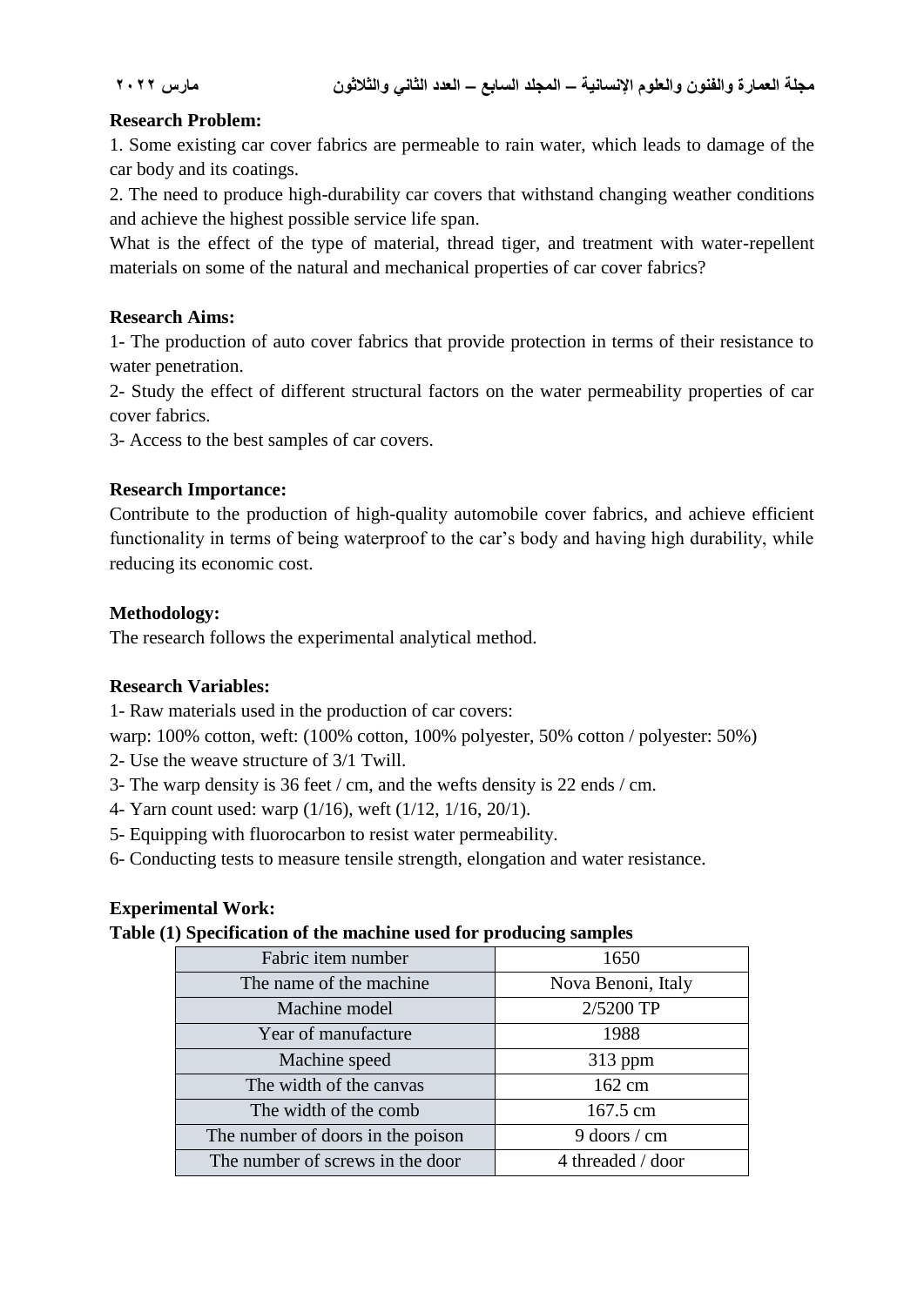**Research Problem:**

1. Some existing car cover fabrics are permeable to rain water, which leads to damage of the car body and its coatings.
2. The need to produce high-durability car covers that withstand changing weather conditions and achieve the highest possible service life span.

What is the effect of the type of material, thread tiger, and treatment with water-repellent materials on some of the natural and mechanical properties of car cover fabrics?

**Research Aims:**

1- The production of auto cover fabrics that provide protection in terms of their resistance to water penetration.

2- Study the effect of different structural factors on the water permeability properties of car cover fabrics.

3- Access to the best samples of car covers.

**Research Importance:**

Contribute to the production of high-quality automobile cover fabrics, and achieve efficient functionality in terms of being waterproof to the car's body and having high durability, while reducing its economic cost.

**Methodology:**

The research follows the experimental analytical method.

**Research Variables:**

1- Raw materials used in the production of car covers:

warp: 100% cotton, weft: (100% cotton, 100% polyester, 50% cotton / polyester: 50%)

2- Use the weave structure of 3/1 Twill.

3- The warp density is 36 feet / cm, and the wefts density is 22 ends / cm.

4- Yarn count used: warp (1/16), weft (1/12, 1/16, 20/1).

5- Equipping with fluorocarbon to resist water permeability.

6- Conducting tests to measure tensile strength, elongation and water resistance.

**Experimental Work:**

**Table (1) Specification of the machine used for producing samples**

| Fabric item number | 1650 |
|---|---|
| The name of the machine | Nova Benoni, Italy |
| Machine model | 2/5200 TP |
| Year of manufacture | 1988 |
| Machine speed | 313 ppm |
| The width of the canvas | 162 cm |
| The width of the comb | 167.5 cm |
| The number of doors in the poison | 9 doors / cm |
| The number of screws in the door | 4 threaded / door |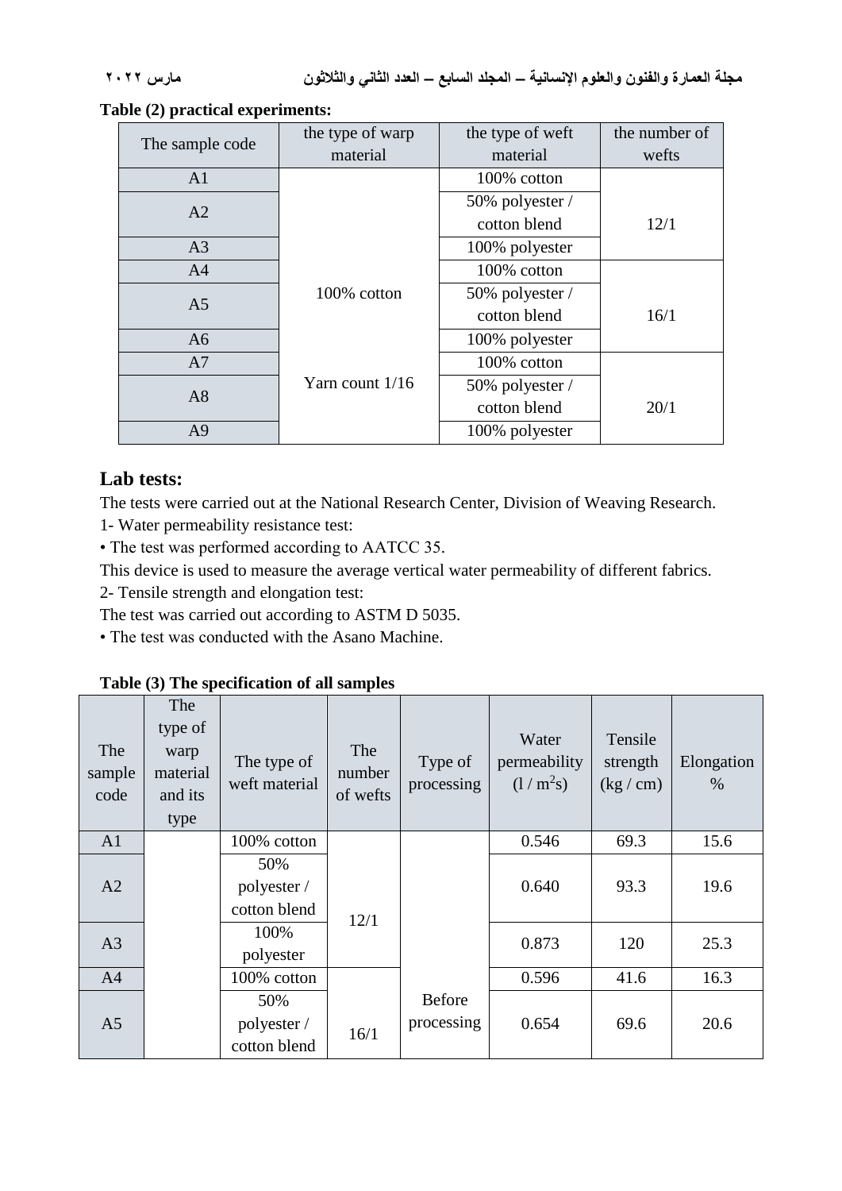**Table (2) practical experiments:**

| The sample code | the type of warp material | the type of weft material | the number of wefts |
|---|---|---|---|
| A1 | 100% cotton<br>Yarn count 1/16 | 100% cotton | 12/1 |
| A2 | | 50% polyester / cotton blend | |
| A3 | | 100% polyester | |
| A4 | | 100% cotton | 16/1 |
| A5 | | 50% polyester / cotton blend | |
| A6 | | 100% polyester | |
| A7 | | 100% cotton | 20/1 |
| A8 | | 50% polyester / cotton blend | |
| A9 | | 100% polyester | |

## Lab tests:

The tests were carried out at the National Research Center, Division of Weaving Research.

1- Water permeability resistance test:

• The test was performed according to AATCC 35.

This device is used to measure the average vertical water permeability of different fabrics.

2- Tensile strength and elongation test:

The test was carried out according to ASTM D 5035.

• The test was conducted with the Asano Machine.

**Table (3) The specification of all samples**

| The sample code | The type of warp material and its type | The type of weft material | The number of wefts | Type of processing | Water permeability (l / m$^2$s) | Tensile strength (kg / cm) | Elongation % |
|---|---|---|---|---|---|---|---|
| A1 | | 100% cotton | 12/1 | Before processing | 0.546 | 69.3 | 15.6 |
| A2 | | 50% polyester / cotton blend | | | 0.640 | 93.3 | 19.6 |
| A3 | | 100% polyester | | | 0.873 | 120 | 25.3 |
| A4 | | 100% cotton | 16/1 | | 0.596 | 41.6 | 16.3 |
| A5 | | 50% polyester / cotton blend | | | 0.654 | 69.6 | 20.6 |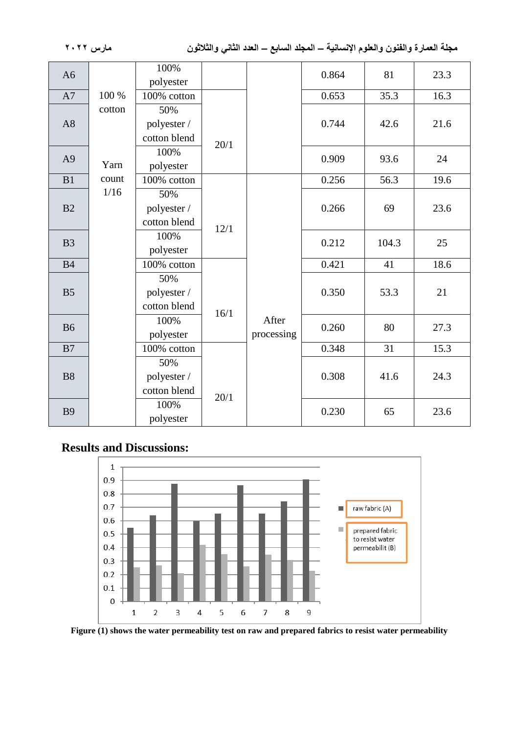| A6 | 100 % cotton | 100% polyester | 20/1 | | 0.864 | 81 | 23.3 |
|---|---|---|---|---|---|---|---|
| A7 | | 100% cotton | | | 0.653 | 35.3 | 16.3 |
| A8 | | 50% polyester / cotton blend | | | 0.744 | 42.6 | 21.6 |
| A9 | Yarn count 1/16 | 100% polyester | | | 0.909 | 93.6 | 24 |
| B1 | | 100% cotton | 12/1 | After processing | 0.256 | 56.3 | 19.6 |
| B2 | | 50% polyester / cotton blend | | | 0.266 | 69 | 23.6 |
| B3 | | 100% polyester | | | 0.212 | 104.3 | 25 |
| B4 | | 100% cotton | 16/1 | | 0.421 | 41 | 18.6 |
| B5 | | 50% polyester / cotton blend | | | 0.350 | 53.3 | 21 |
| B6 | | 100% polyester | | | 0.260 | 80 | 27.3 |
| B7 | | 100% cotton | 20/1 | | 0.348 | 31 | 15.3 |
| B8 | | 50% polyester / cotton blend | | | 0.308 | 41.6 | 24.3 |
| B9 | | 100% polyester | | | 0.230 | 65 | 23.6 |

## Results and Discussions:

**Figure (1) shows the water permeability test on raw and prepared fabrics to resist water permeability**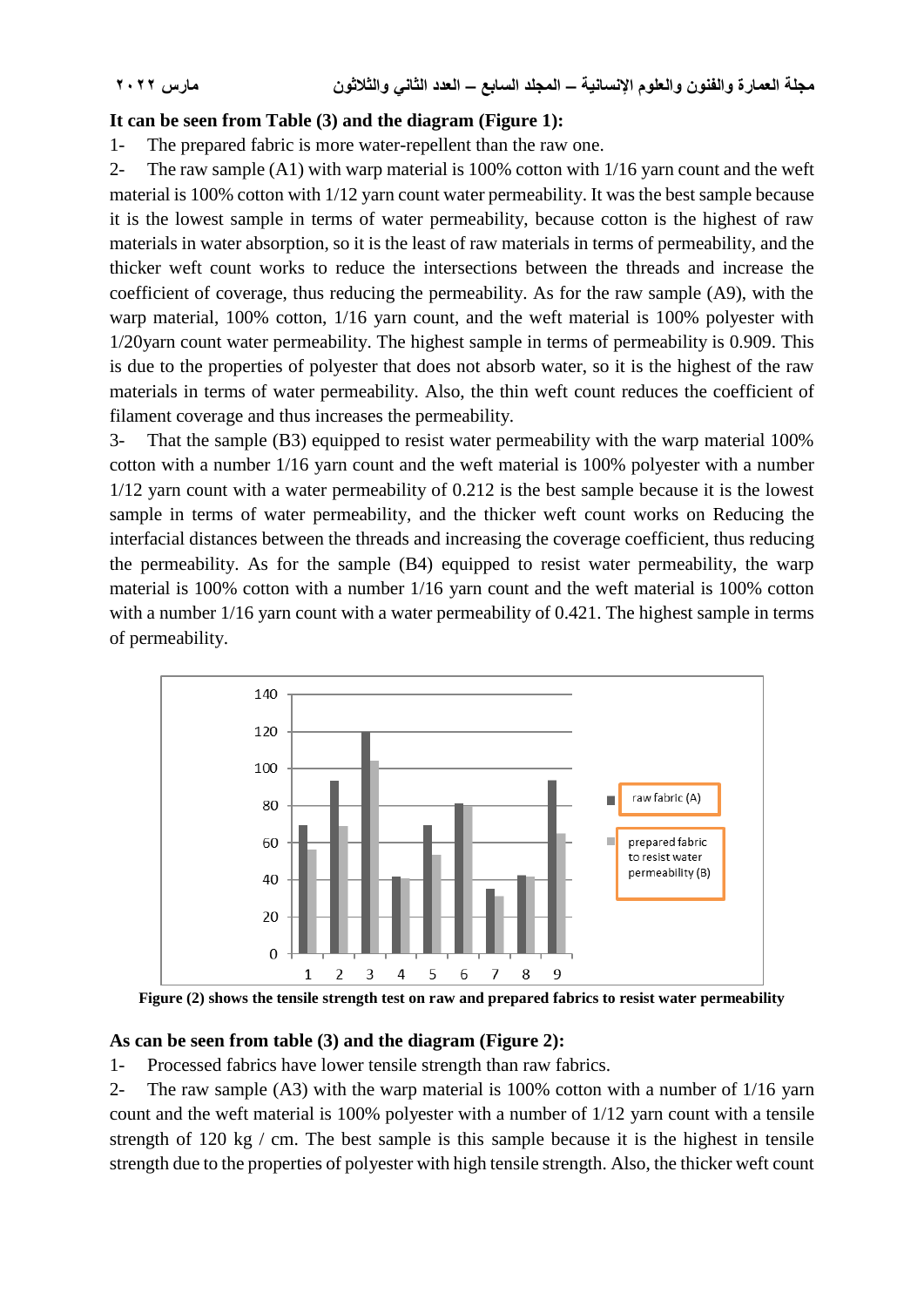**It can be seen from Table (3) and the diagram (Figure 1):**

1- The prepared fabric is more water-repellent than the raw one.

2- The raw sample (A1) with warp material is 100% cotton with 1/16 yarn count and the weft material is 100% cotton with 1/12 yarn count water permeability. It was the best sample because it is the lowest sample in terms of water permeability, because cotton is the highest of raw materials in water absorption, so it is the least of raw materials in terms of permeability, and the thicker weft count works to reduce the intersections between the threads and increase the coefficient of coverage, thus reducing the permeability. As for the raw sample (A9), with the warp material, 100% cotton, 1/16 yarn count, and the weft material is 100% polyester with 1/20yarn count water permeability. The highest sample in terms of permeability is 0.909. This is due to the properties of polyester that does not absorb water, so it is the highest of the raw materials in terms of water permeability. Also, the thin weft count reduces the coefficient of filament coverage and thus increases the permeability.

3- That the sample (B3) equipped to resist water permeability with the warp material 100% cotton with a number 1/16 yarn count and the weft material is 100% polyester with a number 1/12 yarn count with a water permeability of 0.212 is the best sample because it is the lowest sample in terms of water permeability, and the thicker weft count works on Reducing the interfacial distances between the threads and increasing the coverage coefficient, thus reducing the permeability. As for the sample (B4) equipped to resist water permeability, the warp material is 100% cotton with a number 1/16 yarn count and the weft material is 100% cotton with a number 1/16 yarn count with a water permeability of 0.421. The highest sample in terms of permeability.

**Figure (2) shows the tensile strength test on raw and prepared fabrics to resist water permeability**

**As can be seen from table (3) and the diagram (Figure 2):**

1- Processed fabrics have lower tensile strength than raw fabrics.

2- The raw sample (A3) with the warp material is 100% cotton with a number of 1/16 yarn count and the weft material is 100% polyester with a number of 1/12 yarn count with a tensile strength of 120 kg / cm. The best sample is this sample because it is the highest in tensile strength due to the properties of polyester with high tensile strength. Also, the thicker weft count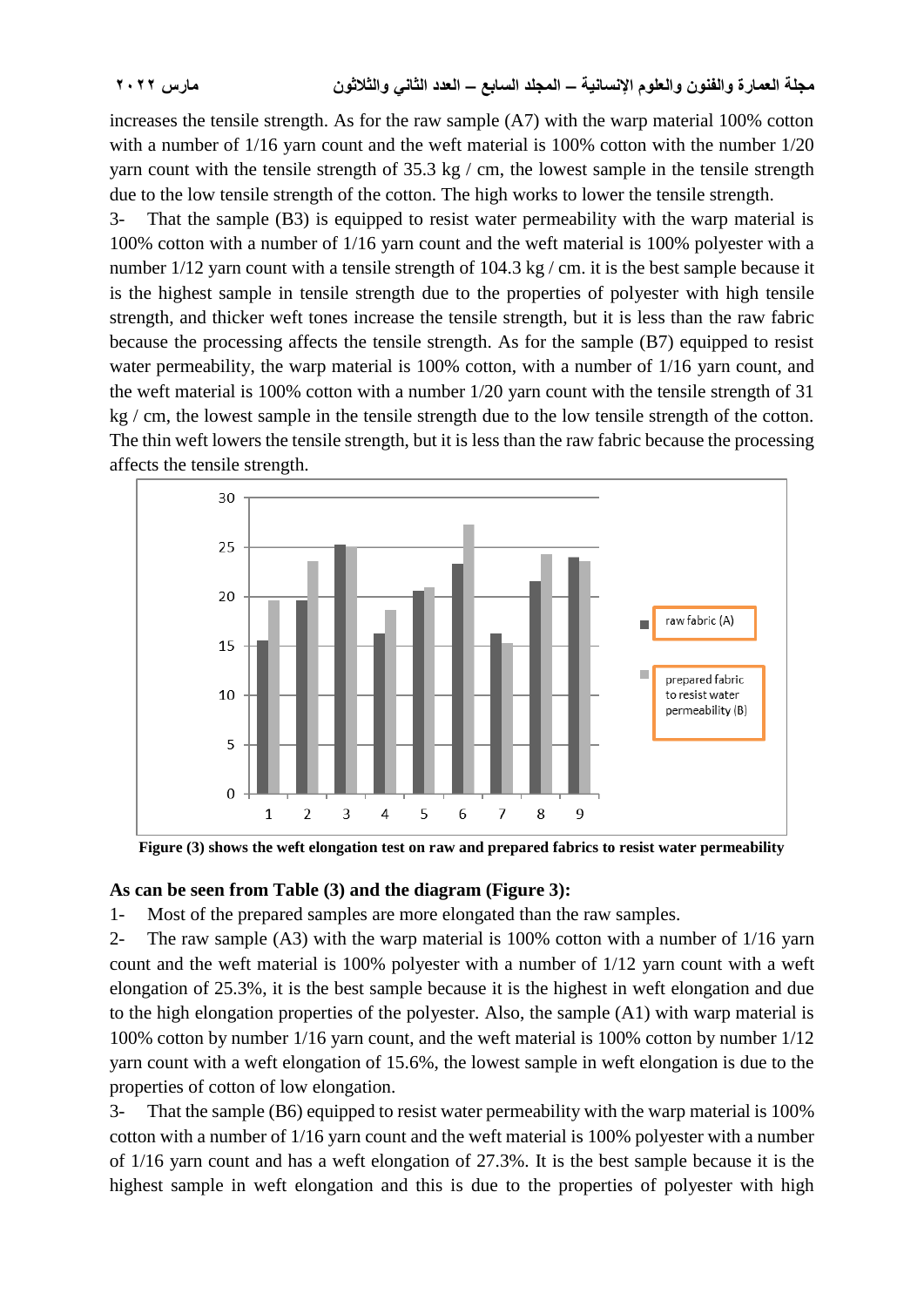increases the tensile strength. As for the raw sample (A7) with the warp material 100% cotton with a number of 1/16 yarn count and the weft material is 100% cotton with the number 1/20 yarn count with the tensile strength of 35.3 kg / cm, the lowest sample in the tensile strength due to the low tensile strength of the cotton. The high works to lower the tensile strength.

3- That the sample (B3) is equipped to resist water permeability with the warp material is 100% cotton with a number of 1/16 yarn count and the weft material is 100% polyester with a number 1/12 yarn count with a tensile strength of 104.3 kg / cm. it is the best sample because it is the highest sample in tensile strength due to the properties of polyester with high tensile strength, and thicker weft tones increase the tensile strength, but it is less than the raw fabric because the processing affects the tensile strength. As for the sample (B7) equipped to resist water permeability, the warp material is 100% cotton, with a number of 1/16 yarn count, and the weft material is 100% cotton with a number 1/20 yarn count with the tensile strength of 31 kg / cm, the lowest sample in the tensile strength due to the low tensile strength of the cotton. The thin weft lowers the tensile strength, but it is less than the raw fabric because the processing affects the tensile strength.

**Figure (3) shows the weft elongation test on raw and prepared fabrics to resist water permeability**

**As can be seen from Table (3) and the diagram (Figure 3):**

1- Most of the prepared samples are more elongated than the raw samples.

2- The raw sample (A3) with the warp material is 100% cotton with a number of 1/16 yarn count and the weft material is 100% polyester with a number of 1/12 yarn count with a weft elongation of 25.3%, it is the best sample because it is the highest in weft elongation and due to the high elongation properties of the polyester. Also, the sample (A1) with warp material is 100% cotton by number 1/16 yarn count, and the weft material is 100% cotton by number 1/12 yarn count with a weft elongation of 15.6%, the lowest sample in weft elongation is due to the properties of cotton of low elongation.

3- That the sample (B6) equipped to resist water permeability with the warp material is 100% cotton with a number of 1/16 yarn count and the weft material is 100% polyester with a number of 1/16 yarn count and has a weft elongation of 27.3%. It is the best sample because it is the highest sample in weft elongation and this is due to the properties of polyester with high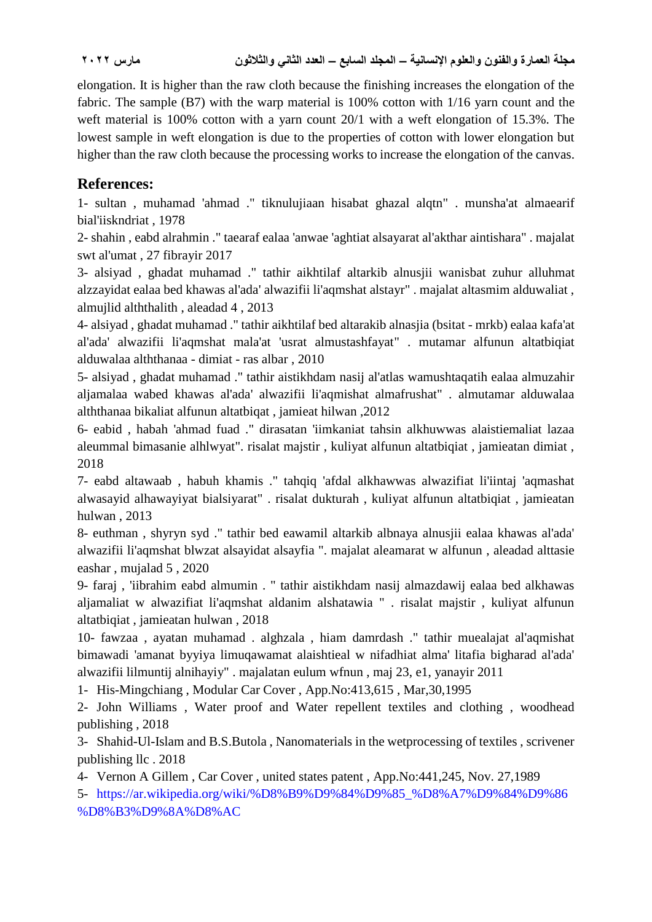elongation. It is higher than the raw cloth because the finishing increases the elongation of the fabric. The sample (B7) with the warp material is 100% cotton with 1/16 yarn count and the weft material is 100% cotton with a yarn count 20/1 with a weft elongation of 15.3%. The lowest sample in weft elongation is due to the properties of cotton with lower elongation but higher than the raw cloth because the processing works to increase the elongation of the canvas.

## References:

1- sultan , muhamad 'ahmad ." tiknulujiaan hisabat ghazal alqtn" . munsha'at almaearif bial'iiskndriat , 1978

2- shahin , eabd alrahmin ." taearaf ealaa 'anwae 'aghtiat alsayarat al'akthar aintishara" . majalat swt al'umat , 27 fibrayir 2017

3- alsiyad , ghadat muhamad ." tathir aikhtilaf altarkib alnusjii wanisbat zuhur alluhmat alzzayidat ealaa bed khawas al'ada' alwazifii li'aqmshat alstayr" . majalat altasmim alduwaliat , almujlid alththalith , aleadad 4 , 2013

4- alsiyad , ghadat muhamad ." tathir aikhtilaf bed altarakib alnasjia (bsitat - mrkb) ealaa kafa'at al'ada' alwazifii li'aqmshat mala'at 'usrat almustashfayat" . mutamar alfunun altatbiqiat alduwalaa alththanaa - dimiat - ras albar , 2010

5- alsiyad , ghadat muhamad ." tathir aistikhdam nasij al'atlas wamushtaqatih ealaa almuzahir aljamalaa wabed khawas al'ada' alwazifii li'aqmishat almafrushat" . almutamar alduwalaa alththanaa bikaliat alfunun altatbiqat , jamieat hilwan ,2012

6- eabid , habah 'ahmad fuad ." dirasatan 'iimkaniat tahsin alkhuwwas alaistiemaliat lazaa aleummal bimasanie alhlwyat". risalat majstir , kuliyat alfunun altatbiqiat , jamieatan dimiat , 2018

7- eabd altawaab , habuh khamis ." tahqiq 'afdal alkhawwas alwazifiat li'iintaj 'aqmashat alwasayid alhawayiyat bialsiyarat" . risalat dukturah , kuliyat alfunun altatbiqiat , jamieatan hulwan , 2013

8- euthman , shyryn syd ." tathir bed eawamil altarkib albnaya alnusjii ealaa khawas al'ada' alwazifii li'aqmshat blwzat alsayidat alsayfia ". majalat aleamarat w alfunun , aleadad alttasie eashar , mujalad 5 , 2020

9- faraj , 'iibrahim eabd almumin . " tathir aistikhdam nasij almazdawij ealaa bed alkhawas aljamaliat w alwazifiat li'aqmshat aldanim alshatawia " . risalat majstir , kuliyat alfunun altatbiqiat , jamieatan hulwan , 2018

10- fawzaa , ayatan muhamad . alghzala , hiam damrdash ." tathir muealajat al'aqmishat bimawadi 'amanat byyiya limuqawamat alaishtieal w nifadhiat alma' litafia bigharad al'ada' alwazifii lilmuntij alnihayiy" . majalatan eulum wfnun , maj 23, e1, yanayir 2011

1- His-Mingchiang , Modular Car Cover , App.No:413,615 , Mar,30,1995

2- John Williams , Water proof and Water repellent textiles and clothing , woodhead publishing , 2018

3- Shahid-Ul-Islam and B.S.Butola , Nanomaterials in the wetprocessing of textiles , scrivener publishing llc . 2018

4- Vernon A Gillem , Car Cover , united states patent , App.No:441,245, Nov. 27,1989

5- https://ar.wikipedia.org/wiki/%D8%B9%D9%84%D9%85_%D8%A7%D9%84%D9%86%D8%B3%D9%8A%D8%AC